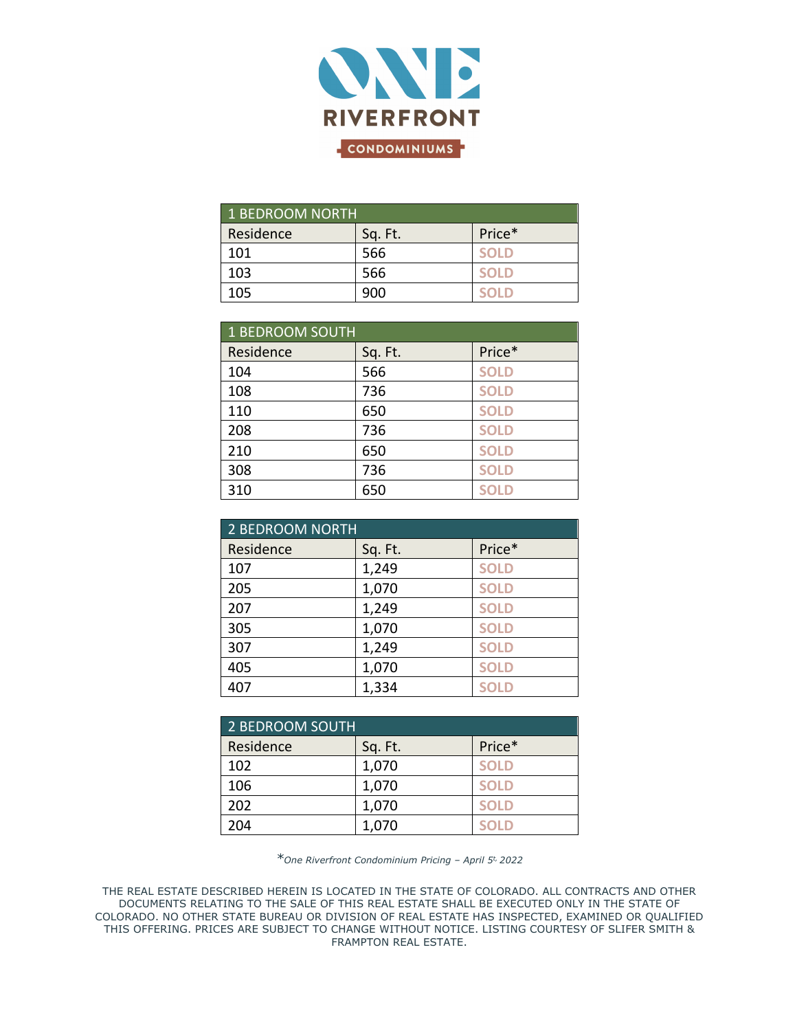# ONE RIVERFRONT CONDOMINIUMS

| 1 BEDROOM NORTH | | |
|---|---|---|
| Residence | Sq. Ft. | Price* |
| 101 | 566 | SOLD |
| 103 | 566 | SOLD |
| 105 | 900 | SOLD |

| 1 BEDROOM SOUTH | | |
|---|---|---|
| Residence | Sq. Ft. | Price* |
| 104 | 566 | SOLD |
| 108 | 736 | SOLD |
| 110 | 650 | SOLD |
| 208 | 736 | SOLD |
| 210 | 650 | SOLD |
| 308 | 736 | SOLD |
| 310 | 650 | SOLD |

| 2 BEDROOM NORTH | | |
|---|---|---|
| Residence | Sq. Ft. | Price* |
| 107 | 1,249 | SOLD |
| 205 | 1,070 | SOLD |
| 207 | 1,249 | SOLD |
| 305 | 1,070 | SOLD |
| 307 | 1,249 | SOLD |
| 405 | 1,070 | SOLD |
| 407 | 1,334 | SOLD |

| 2 BEDROOM SOUTH | | |
|---|---|---|
| Residence | Sq. Ft. | Price* |
| 102 | 1,070 | SOLD |
| 106 | 1,070 | SOLD |
| 202 | 1,070 | SOLD |
| 204 | 1,070 | SOLD |

*\*One Riverfront Condominium Pricing – April 5th, 2022*

THE REAL ESTATE DESCRIBED HEREIN IS LOCATED IN THE STATE OF COLORADO. ALL CONTRACTS AND OTHER DOCUMENTS RELATING TO THE SALE OF THIS REAL ESTATE SHALL BE EXECUTED ONLY IN THE STATE OF COLORADO. NO OTHER STATE BUREAU OR DIVISION OF REAL ESTATE HAS INSPECTED, EXAMINED OR QUALIFIED THIS OFFERING. PRICES ARE SUBJECT TO CHANGE WITHOUT NOTICE. LISTING COURTESY OF SLIFER SMITH & FRAMPTON REAL ESTATE.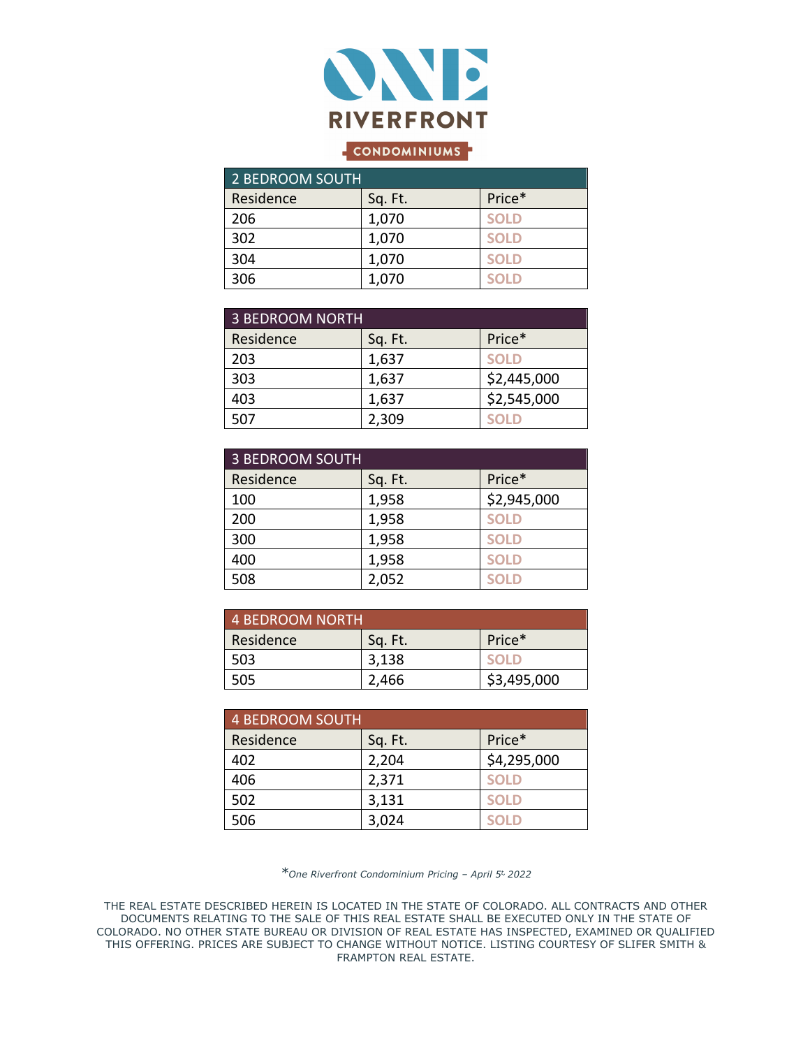# ONE RIVERFRONT

CONDOMINIUMS

| 2 BEDROOM SOUTH | | |
|---|---|---|
| Residence | Sq. Ft. | Price* |
| 206 | 1,070 | SOLD |
| 302 | 1,070 | SOLD |
| 304 | 1,070 | SOLD |
| 306 | 1,070 | SOLD |

| 3 BEDROOM NORTH | | |
|---|---|---|
| Residence | Sq. Ft. | Price* |
| 203 | 1,637 | SOLD |
| 303 | 1,637 | $2,445,000 |
| 403 | 1,637 | $2,545,000 |
| 507 | 2,309 | SOLD |

| 3 BEDROOM SOUTH | | |
|---|---|---|
| Residence | Sq. Ft. | Price* |
| 100 | 1,958 | $2,945,000 |
| 200 | 1,958 | SOLD |
| 300 | 1,958 | SOLD |
| 400 | 1,958 | SOLD |
| 508 | 2,052 | SOLD |

| 4 BEDROOM NORTH | | |
|---|---|---|
| Residence | Sq. Ft. | Price* |
| 503 | 3,138 | SOLD |
| 505 | 2,466 | $3,495,000 |

| 4 BEDROOM SOUTH | | |
|---|---|---|
| Residence | Sq. Ft. | Price* |
| 402 | 2,204 | $4,295,000 |
| 406 | 2,371 | SOLD |
| 502 | 3,131 | SOLD |
| 506 | 3,024 | SOLD |

**One Riverfront Condominium Pricing – April 5th 2022*

THE REAL ESTATE DESCRIBED HEREIN IS LOCATED IN THE STATE OF COLORADO. ALL CONTRACTS AND OTHER DOCUMENTS RELATING TO THE SALE OF THIS REAL ESTATE SHALL BE EXECUTED ONLY IN THE STATE OF COLORADO. NO OTHER STATE BUREAU OR DIVISION OF REAL ESTATE HAS INSPECTED, EXAMINED OR QUALIFIED THIS OFFERING. PRICES ARE SUBJECT TO CHANGE WITHOUT NOTICE. LISTING COURTESY OF SLIFER SMITH & FRAMPTON REAL ESTATE.